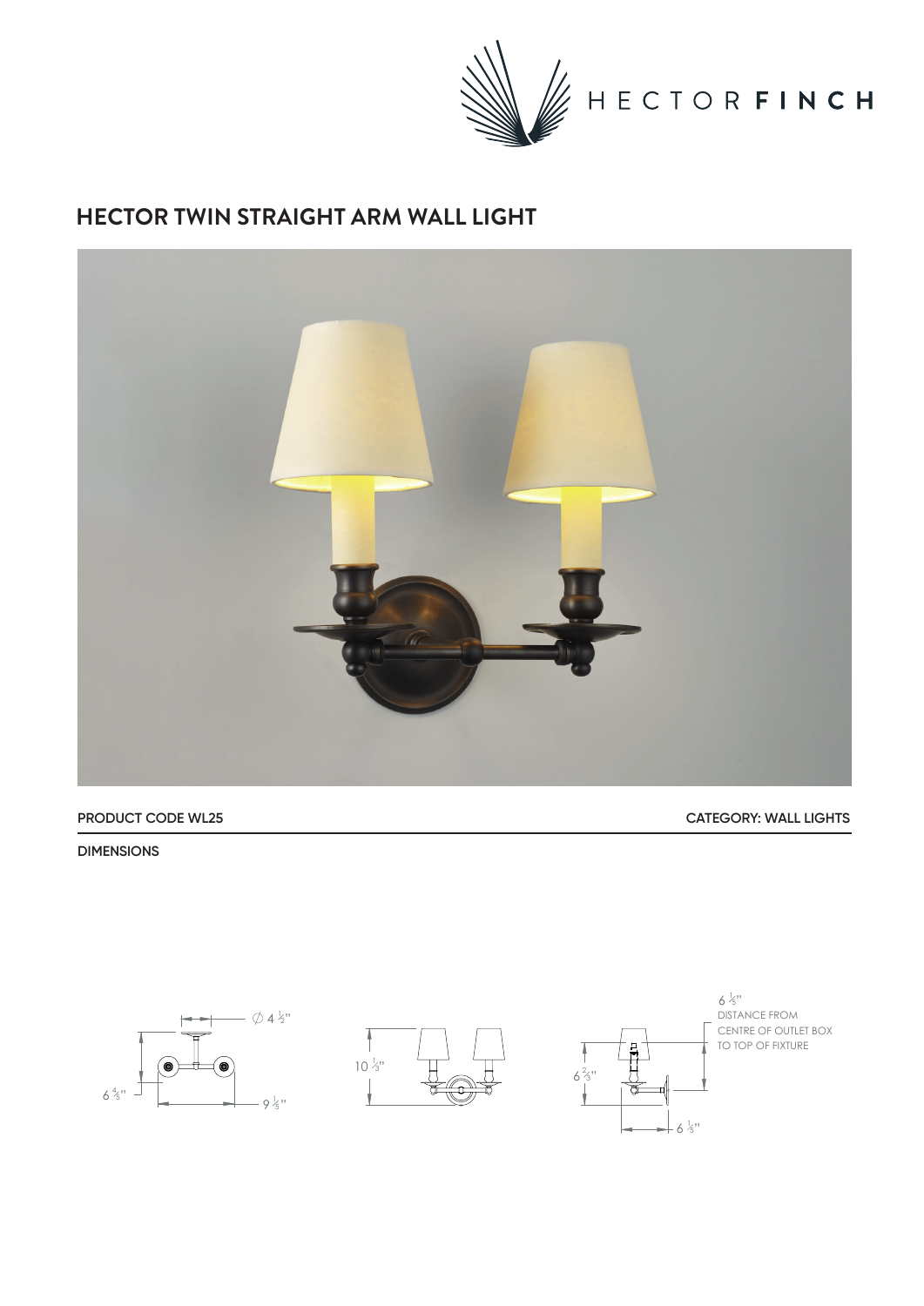HECTOR **FINCH**

# HECTOR TWIN STRAIGHT ARM WALL LIGHT

**PRODUCT CODE WL25** | **CATEGORY: WALL LIGHTS**

**DIMENSIONS**

Ø 4 ½"

6 ⅘"

9 ⅕"

10 ⅓"

6 ⅔"

6 ⅕"

6 ⅕"
DISTANCE FROM CENTRE OF OUTLET BOX TO TOP OF FIXTURE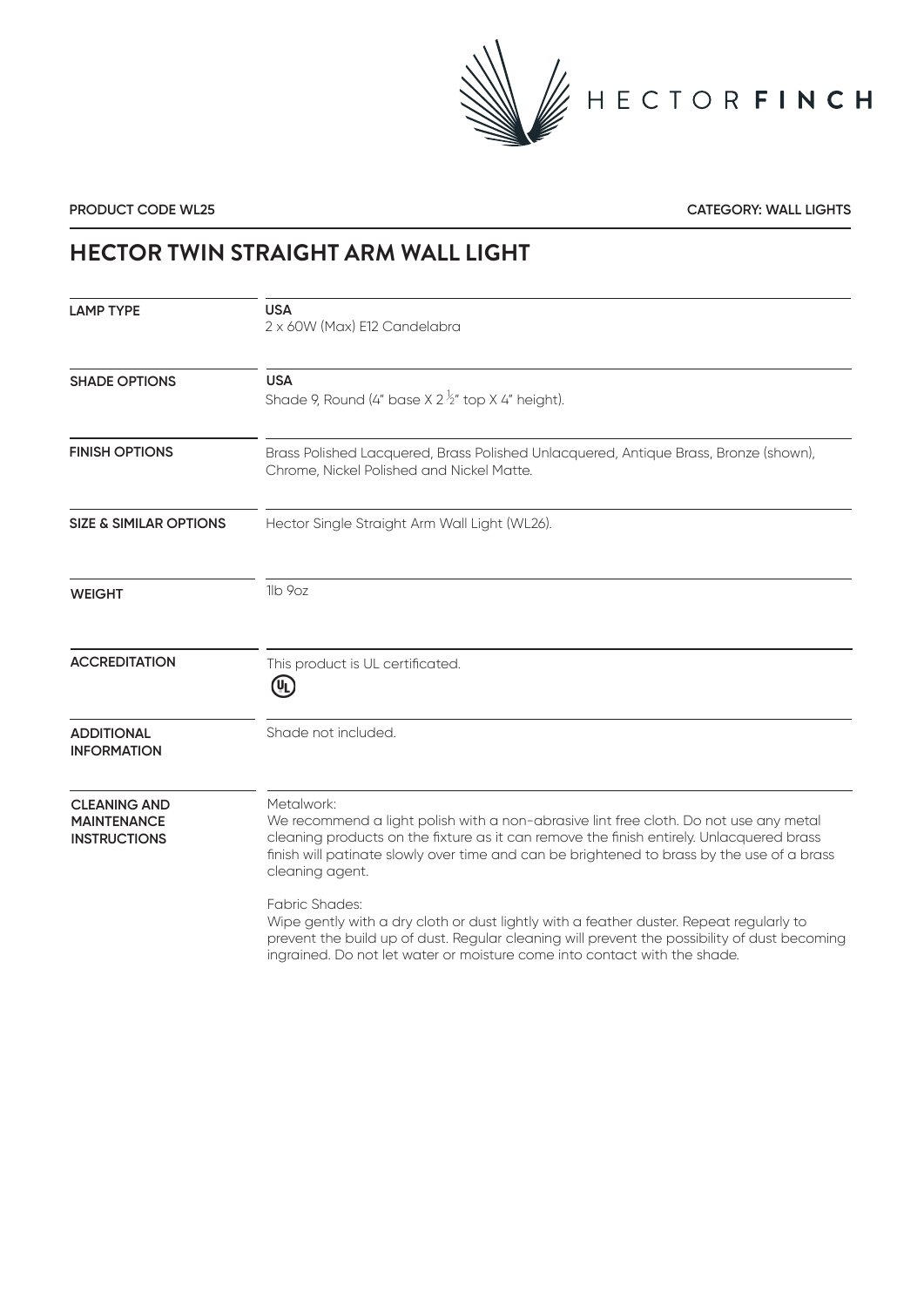HECTOR FINCH

**PRODUCT CODE WL25** **CATEGORY: WALL LIGHTS**

# HECTOR TWIN STRAIGHT ARM WALL LIGHT

| | |
|---|---|
| **LAMP TYPE** | **USA**<br>2 x 60W (Max) E12 Candelabra |
| **SHADE OPTIONS** | **USA**<br>Shade 9, Round (4" base X 2 ½" top X 4" height). |
| **FINISH OPTIONS** | Brass Polished Lacquered, Brass Polished Unlacquered, Antique Brass, Bronze (shown), Chrome, Nickel Polished and Nickel Matte. |
| **SIZE & SIMILAR OPTIONS** | Hector Single Straight Arm Wall Light (WL26). |
| **WEIGHT** | 1lb 9oz |
| **ACCREDITATION** | This product is UL certificated. |
| **ADDITIONAL INFORMATION** | Shade not included. |
| **CLEANING AND MAINTENANCE INSTRUCTIONS** | Metalwork:<br>We recommend a light polish with a non-abrasive lint free cloth. Do not use any metal cleaning products on the fixture as it can remove the finish entirely. Unlacquered brass finish will patinate slowly over time and can be brightened to brass by the use of a brass cleaning agent.<br><br>Fabric Shades:<br>Wipe gently with a dry cloth or dust lightly with a feather duster. Repeat regularly to prevent the build up of dust. Regular cleaning will prevent the possibility of dust becoming ingrained. Do not let water or moisture come into contact with the shade. |